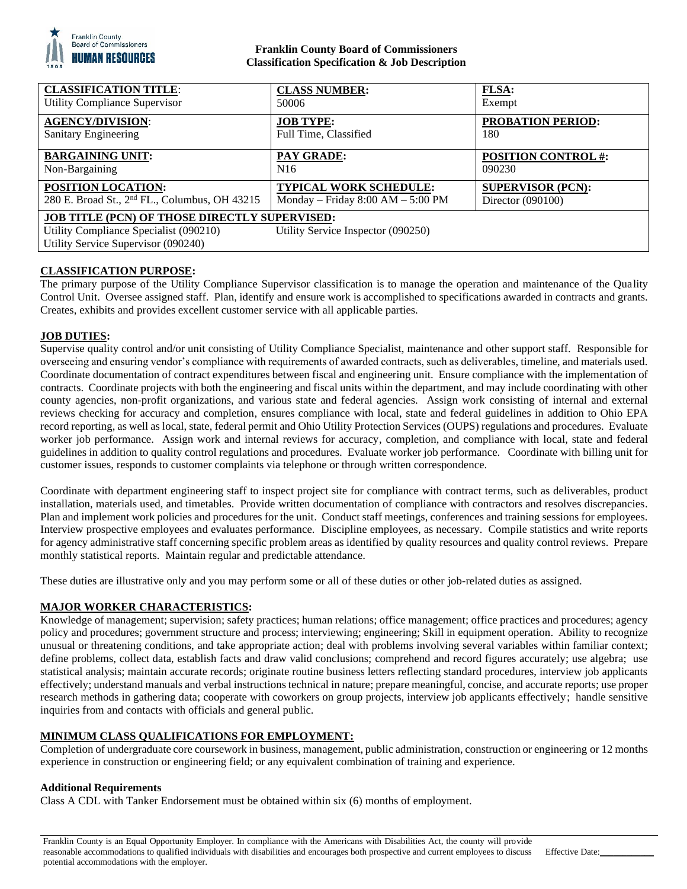**Franklin County Board of Commissioners**
**Classification Specification & Job Description**

| **CLASSIFICATION TITLE**: Utility Compliance Supervisor | **CLASS NUMBER:** 50006 | **FLSA:** Exempt |
|---|---|---|
| **AGENCY/DIVISION**: Sanitary Engineering | **JOB TYPE:** Full Time, Classified | **PROBATION PERIOD:** 180 |
| **BARGAINING UNIT:** Non-Bargaining | **PAY GRADE:** N16 | **POSITION CONTROL #:** 090230 |
| **POSITION LOCATION:** 280 E. Broad St., 2nd FL., Columbus, OH 43215 | **TYPICAL WORK SCHEDULE:** Monday – Friday 8:00 AM – 5:00 PM | **SUPERVISOR (PCN):** Director (090100) |
| **JOB TITLE (PCN) OF THOSE DIRECTLY SUPERVISED:** Utility Compliance Specialist (090210); Utility Service Supervisor (090240); Utility Service Inspector (090250) | | |

## CLASSIFICATION PURPOSE:

The primary purpose of the Utility Compliance Supervisor classification is to manage the operation and maintenance of the Quality Control Unit. Oversee assigned staff. Plan, identify and ensure work is accomplished to specifications awarded in contracts and grants. Creates, exhibits and provides excellent customer service with all applicable parties.

## JOB DUTIES:

Supervise quality control and/or unit consisting of Utility Compliance Specialist, maintenance and other support staff. Responsible for overseeing and ensuring vendor's compliance with requirements of awarded contracts, such as deliverables, timeline, and materials used. Coordinate documentation of contract expenditures between fiscal and engineering unit. Ensure compliance with the implementation of contracts. Coordinate projects with both the engineering and fiscal units within the department, and may include coordinating with other county agencies, non-profit organizations, and various state and federal agencies. Assign work consisting of internal and external reviews checking for accuracy and completion, ensures compliance with local, state and federal guidelines in addition to Ohio EPA record reporting, as well as local, state, federal permit and Ohio Utility Protection Services (OUPS) regulations and procedures. Evaluate worker job performance. Assign work and internal reviews for accuracy, completion, and compliance with local, state and federal guidelines in addition to quality control regulations and procedures. Evaluate worker job performance. Coordinate with billing unit for customer issues, responds to customer complaints via telephone or through written correspondence.

Coordinate with department engineering staff to inspect project site for compliance with contract terms, such as deliverables, product installation, materials used, and timetables. Provide written documentation of compliance with contractors and resolves discrepancies. Plan and implement work policies and procedures for the unit. Conduct staff meetings, conferences and training sessions for employees. Interview prospective employees and evaluates performance. Discipline employees, as necessary. Compile statistics and write reports for agency administrative staff concerning specific problem areas as identified by quality resources and quality control reviews. Prepare monthly statistical reports. Maintain regular and predictable attendance.

These duties are illustrative only and you may perform some or all of these duties or other job-related duties as assigned.

## MAJOR WORKER CHARACTERISTICS:

Knowledge of management; supervision; safety practices; human relations; office management; office practices and procedures; agency policy and procedures; government structure and process; interviewing; engineering; Skill in equipment operation. Ability to recognize unusual or threatening conditions, and take appropriate action; deal with problems involving several variables within familiar context; define problems, collect data, establish facts and draw valid conclusions; comprehend and record figures accurately; use algebra; use statistical analysis; maintain accurate records; originate routine business letters reflecting standard procedures, interview job applicants effectively; understand manuals and verbal instructions technical in nature; prepare meaningful, concise, and accurate reports; use proper research methods in gathering data; cooperate with coworkers on group projects, interview job applicants effectively; handle sensitive inquiries from and contacts with officials and general public.

## MINIMUM CLASS QUALIFICATIONS FOR EMPLOYMENT:

Completion of undergraduate core coursework in business, management, public administration, construction or engineering or 12 months experience in construction or engineering field; or any equivalent combination of training and experience.

### Additional Requirements

Class A CDL with Tanker Endorsement must be obtained within six (6) months of employment.

Franklin County is an Equal Opportunity Employer. In compliance with the Americans with Disabilities Act, the county will provide reasonable accommodations to qualified individuals with disabilities and encourages both prospective and current employees to discuss potential accommodations with the employer.

Effective Date:\_\_\_\_\_\_\_\_\_\_\_\_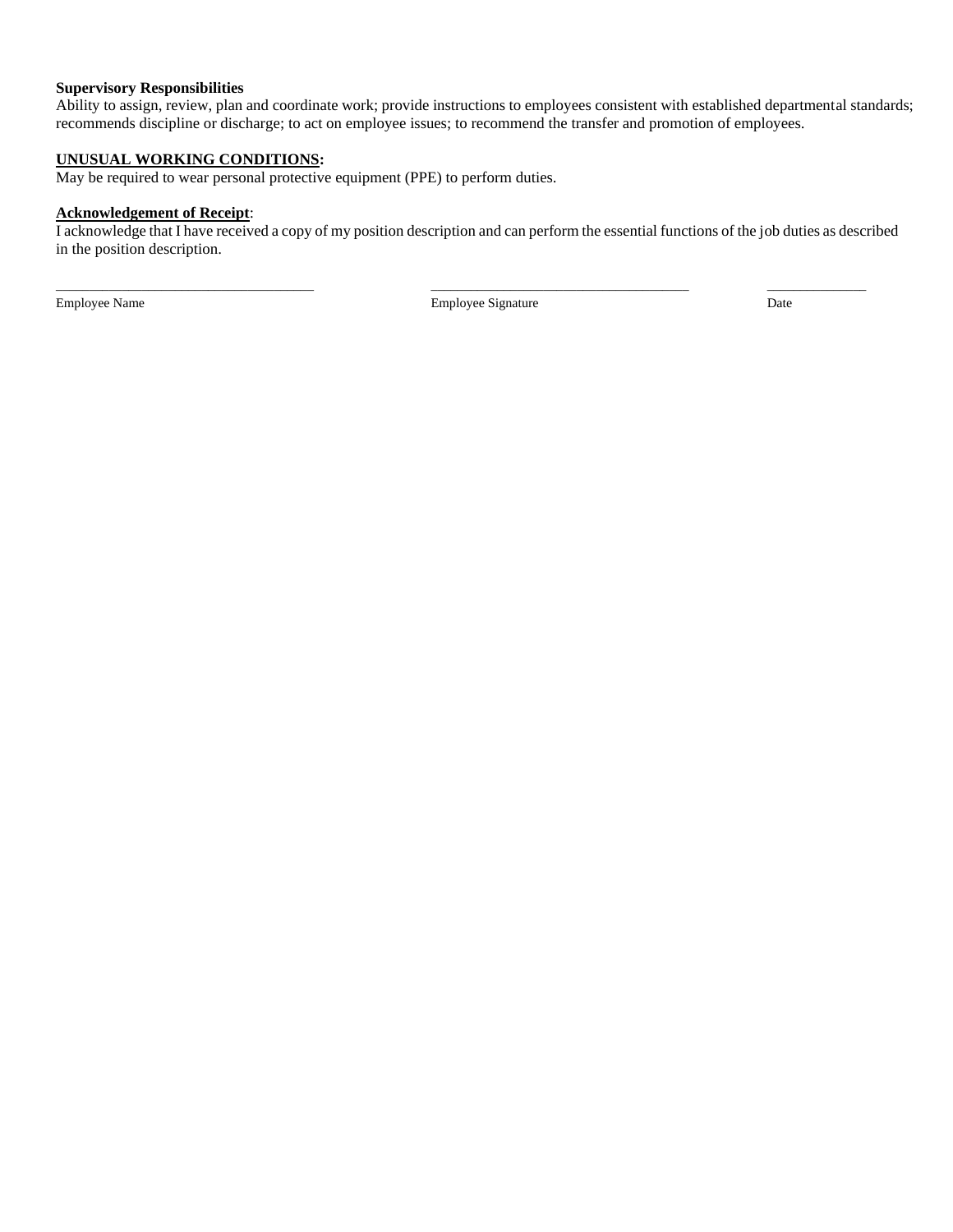**Supervisory Responsibilities**
Ability to assign, review, plan and coordinate work; provide instructions to employees consistent with established departmental standards; recommends discipline or discharge; to act on employee issues; to recommend the transfer and promotion of employees.

**UNUSUAL WORKING CONDITIONS:**
May be required to wear personal protective equipment (PPE) to perform duties.

**Acknowledgement of Receipt**:
I acknowledge that I have received a copy of my position description and can perform the essential functions of the job duties as described in the position description.

| | | |
|---|---|---|
| ___________________________________ | ___________________________________ | ______________ |
| Employee Name | Employee Signature | Date |